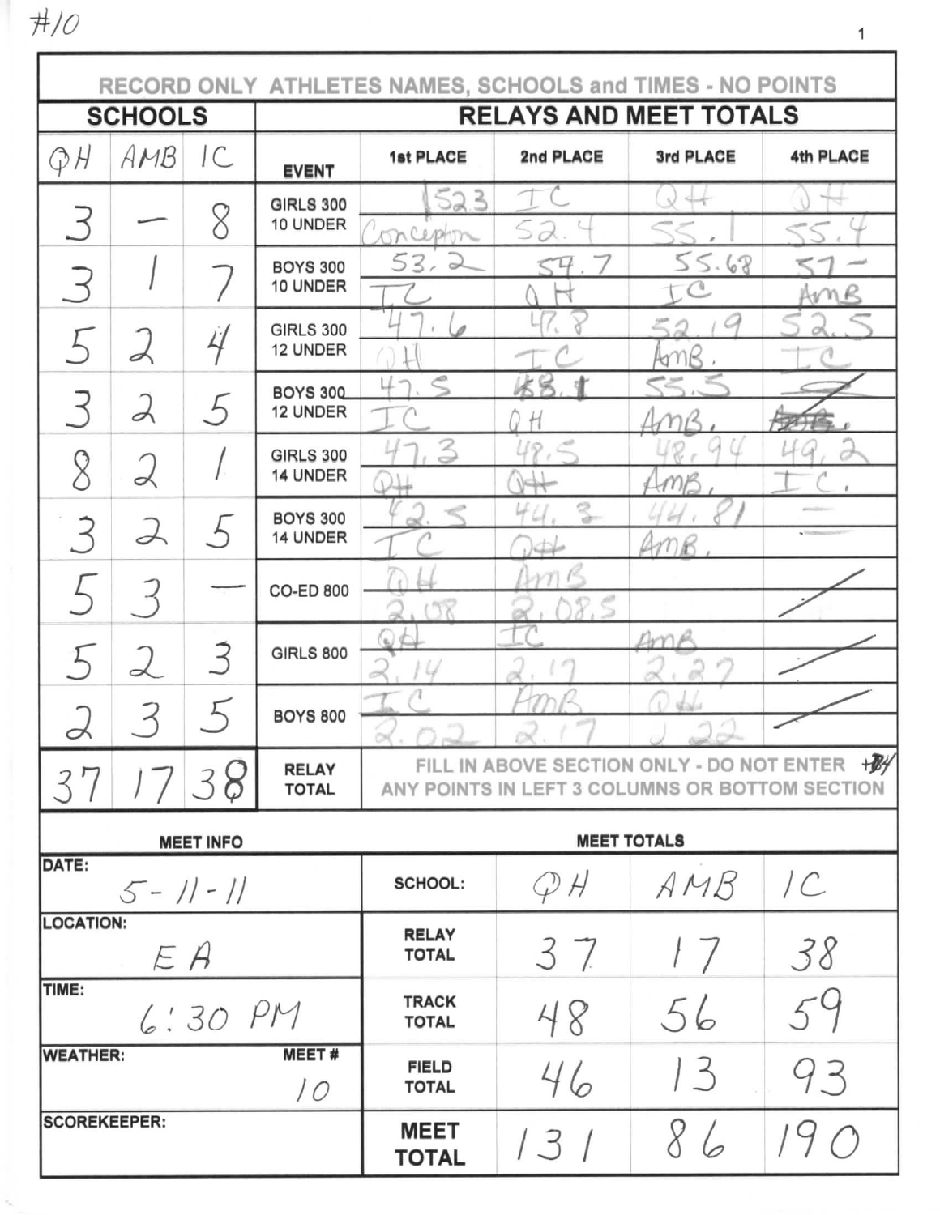#10

**RECORD ONLY ATHLETES NAMES, SCHOOLS and TIMES - NO POINTS**

| SCHOOLS | | | RELAYS AND MEET TOTALS | | | | |
|---|---|---|---|---|---|---|---|
| QH | AMB | IC | EVENT | 1st PLACE | 2nd PLACE | 3rd PLACE | 4th PLACE |
| 3 | — | 8 | GIRLS 300 10 UNDER | 52.3 Conception | IC 52.4 | QH 55.1 | QH 55.4 |
| 3 | 1 | 7 | BOYS 300 10 UNDER | 53.2 IC | 54.7 QH | 55.68 IC | 57 — AMB |
| 5 | 2 | 4 | GIRLS 300 12 UNDER | 47.6 QH | 47.8 IC | 52.19 AMB. | 52.5 IC |
| 3 | 2 | 5 | BOYS 300 12 UNDER | 47.5 IC | 48.1 QH | 55.5 AMB. | ~~AMB.~~ |
| 8 | 2 | 1 | GIRLS 300 14 UNDER | 47.3 QH | 48.5 QH | 48.94 AMB. | 49.2 IC. |
| 3 | 2 | 5 | BOYS 300 14 UNDER | 42.5 IC | 44.3 QH | 44.81 AMB. | — |
| 5 | 3 | — | CO-ED 800 | QH 2.08 | AMB 2.08.5 | | |
| 5 | 2 | 3 | GIRLS 800 | QH 2.14 | IC 2.17 | AMB 2.27 | |
| 2 | 3 | 5 | BOYS 800 | IC 2.02 | AMB 2.17 | QH 2.22 | |
| 37 | 17 | 38 | RELAY TOTAL | FILL IN ABOVE SECTION ONLY - DO NOT ENTER ANY POINTS IN LEFT 3 COLUMNS OR BOTTOM SECTION | | | |

| MEET INFO | | MEET TOTALS | | | |
|---|---|---|---|---|---|
| DATE: 5-11-11 | | SCHOOL: | QH | AMB | IC |
| LOCATION: EA | | RELAY TOTAL | 37 | 17 | 38 |
| TIME: 6:30 PM | | TRACK TOTAL | 48 | 56 | 59 |
| WEATHER: | MEET # 10 | FIELD TOTAL | 46 | 13 | 93 |
| SCOREKEEPER: | | MEET TOTAL | 131 | 86 | 190 |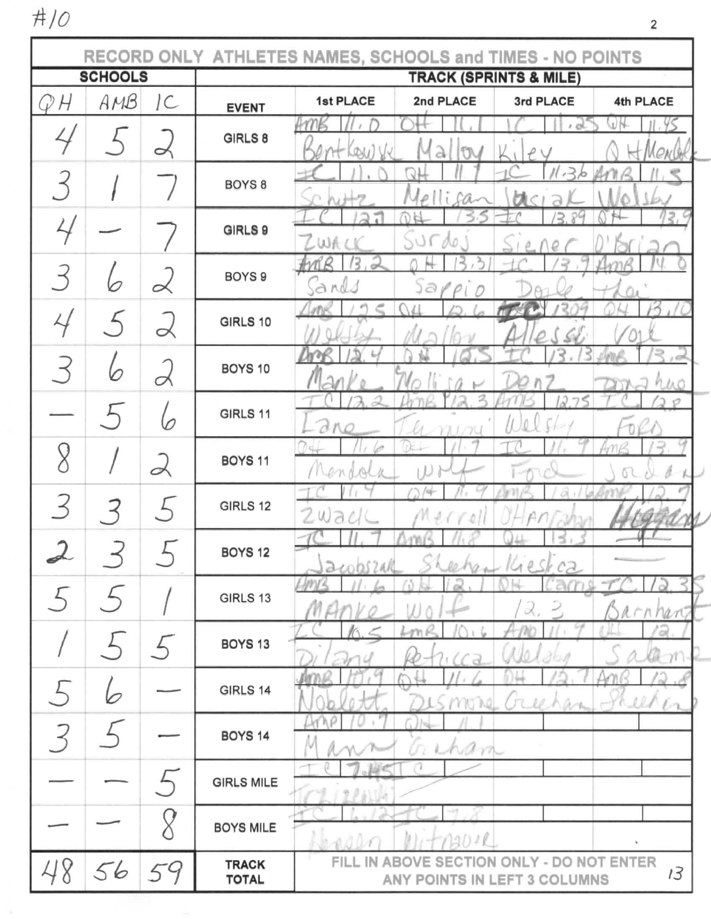#10

| SCHOOLS | | | TRACK (SPRINTS & MILE) | | | | |
|---|---|---|---|---|---|---|---|
| QH | AMB | IC | EVENT | 1st PLACE | 2nd PLACE | 3rd PLACE | 4th PLACE |
| 4 | 5 | 2 | GIRLS 8 | AMB 11.0 Bentkowski | QH 11.1 Malloy | IC 11.25 Kiley | QH 11.45 QH Mendola |
| 3 | 1 | 7 | BOYS 8 | IC 11.0 Schutz | QH 11 Mellisan | IC 11.36 Jasiak | AMB 11.5 Welsby |
| 4 | — | 7 | GIRLS 9 | IC 12.7 Zwack | QH 13.5 Surdoj | IC 13.89 Siener | QH 13.9 O'Brian |
| 3 | 6 | 2 | BOYS 9 | AMB 13.2 Sands | QH 13.31 Sappio | IC 13.9 Doyle | AMB 14.0 Thai |
| 4 | 5 | 2 | GIRLS 10 | AMB 12.5 Welsby | QH 12.6 Malloy | IC 13.09 Allessi | QH 13.10 Vogt |
| 3 | 6 | 2 | BOYS 10 | AMB 12.4 Manke | QH 12.5 Mollisan | IC 13.13 Denz | AMB 13.2 Donahue |
| — | 5 | 6 | GIRLS 11 | IC 12.2 Lane | AMB 12.3 Tamini | AMB 12.75 Welsby | IC 12.8 Ford |
| 8 | 1 | 2 | BOYS 11 | QH 11.6 Mendola | QH 11.7 Wolf | IC 11.9 Ford | AMB 13.9 Jordan |
| 3 | 3 | 5 | GIRLS 12 | IC 11.9 Zwack | QH 11.9 Merrell | AMB 12.16 O'Hanrahan | AMB 12.7 Higgans |
| 2 | 3 | 5 | BOYS 12 | IC 11.7 Jacobszak | AMB 11.8 Sheehan | QH 13.3 Kieslica | — |
| 5 | 5 | 1 | GIRLS 13 | AMB 11.6 Manke | QH 12.1 Wolf | QH Cams 12.3 | IC 12.35 Barnhart |
| 1 | 5 | 5 | BOYS 13 | IC 10.5 Dilany | AMB 10.6 Petricca | AMB 11.7 Welsby | QH 12.1 Salamone |
| 5 | 6 | — | GIRLS 14 | AMB 10.9 Noblett | QH 11.6 Desmone | QH 12.7 Greehan | AMB 12.8 Sheehan |
| 3 | 5 | — | BOYS 14 | AMB 10.7 Mann | QH 11.1 Graham | | |
| — | — | 5 | GIRLS MILE | IC 7.45 Trzeciak | IC | | |
| — | — | 8 | BOYS MILE | IC 6.12 Hansen | IC 7.8 Witnauer | | |
| 48 | 56 | 59 | TRACK TOTAL | FILL IN ABOVE SECTION ONLY - DO NOT ENTER ANY POINTS IN LEFT 3 COLUMNS | | | 13 |

RECORD ONLY ATHLETES NAMES, SCHOOLS and TIMES - NO POINTS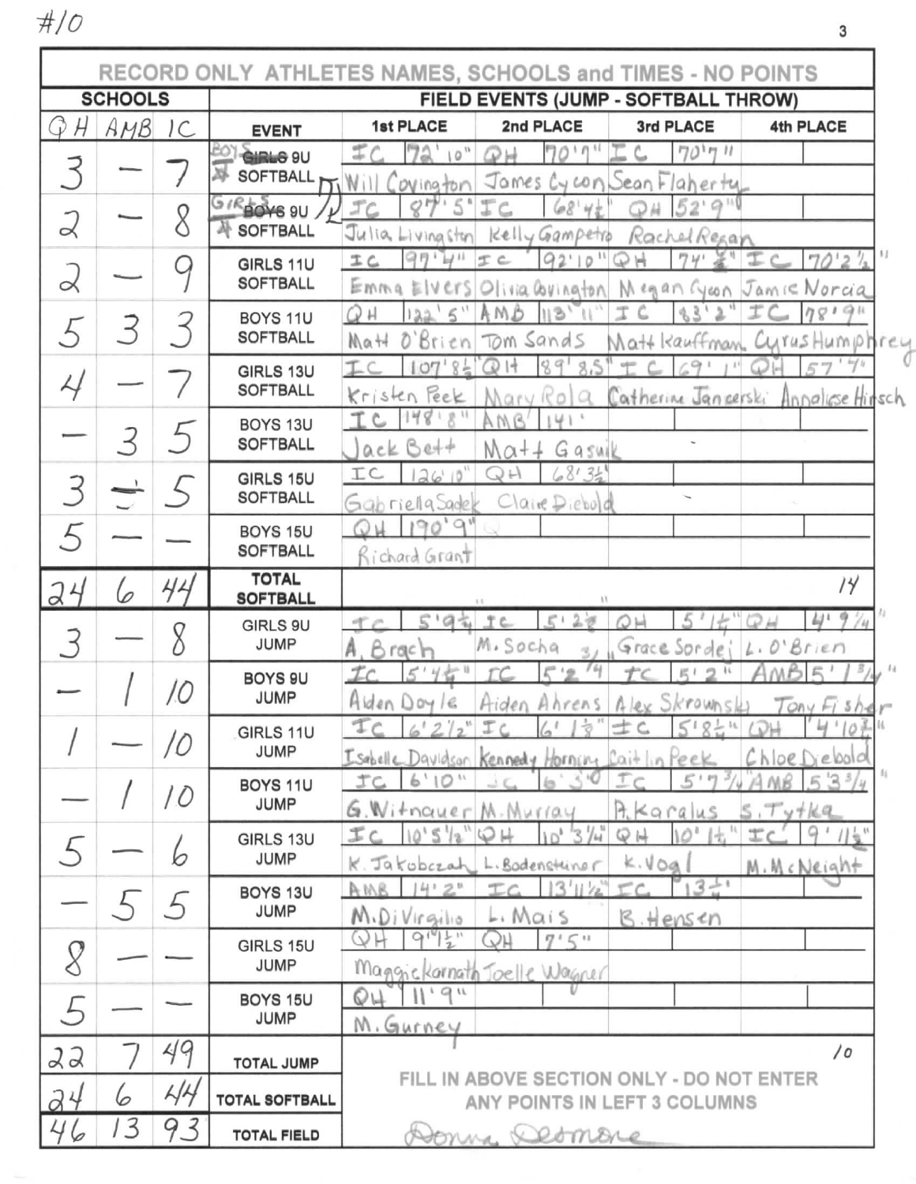#10

RECORD ONLY ATHLETES NAMES, SCHOOLS and TIMES - NO POINTS

| SCHOOLS | | | FIELD EVENTS (JUMP - SOFTBALL THROW) | | | | | | | | |
|---|---|---|---|---|---|---|---|---|---|---|---|
| QH | AMB | IC | EVENT | 1st PLACE | | 2nd PLACE | | 3rd PLACE | | 4th PLACE | |
| 3 | — | 7 | ~~GIRLS~~ BOYS 9U SOFTBALL | IC | 72' 10" | QH | 70'7" | IC | 70'7" | | |
| | | | | Will Covington | | James Cycon | | Sean Flaherty | | | |
| 2 | — | 8 | ~~BOYS~~ GIRLS 9U SOFTBALL | IC | 87' 5" | IC | 68' 4½" | QH | 52' 9" | | |
| | | | | Julia Livingston | | Kelly Gampetro | | Rachel Regan | | | |
| 2 | — | 9 | GIRLS 11U SOFTBALL | IC | 97' 4" | IC | 92' 10" | QH | 74' ½" | IC | 70' 2½" |
| | | | | Emma Elvers | | Olivia Covington | | Megan Cycon | | Jamie Norcia | |
| 5 | 3 | 3 | BOYS 11U SOFTBALL | QH | 122' 5" | AMB | 113' 11" | IC | 83' 2" | IC | 78' 9" |
| | | | | Matt O'Brien | | Tom Sands | | Matt Kauffman | | Cyrus Humphrey | |
| 4 | — | 7 | GIRLS 13U SOFTBALL | IC | 107' 8½" | QH | 89' 8.5" | IC | 69' 1" | QH | 57' 7" |
| | | | | Kristen Peek | | Mary Rola | | Catherine Jancerski | | Annaliese Hirsch | |
| — | 3 | 5 | BOYS 13U SOFTBALL | IC | 148' 8" | AMB | 141' | | | | |
| | | | | Jack Bett | | Matt Gasuik | | | | | |
| 3 | — | 5 | GIRLS 15U SOFTBALL | IC | 126' 10" | QH | 68' 3½" | | | | |
| | | | | Gabriella Sadek | | Claire Diebold | | | | | |
| 5 | — | — | BOYS 15U SOFTBALL | QH | 190' 9" | | | | | | |
| | | | | Richard Grant | | | | | | | |
| 24 | 6 | 44 | TOTAL SOFTBALL | | | | | | | | 14 |
| 3 | — | 8 | GIRLS 9U JUMP | IC | 5' 9¼" | IC | 5' 2⅜" | QH | 5' 1½" | QH | 4' 9¼" |
| | | | | A. Brach | | M. Socha | | Grace Sordej | | L. O'Brien | |
| — | 1 | 10 | BOYS 9U JUMP | IC | 5' 4½" | IC | 5' 2¼" | IC | 5' 2" | AMB | 5' 1¾" |
| | | | | Aiden Doyle | | Aiden Ahrens | | Alex Skrownski | | Tony Fisher | |
| 1 | — | 10 | GIRLS 11U JUMP | IC | 6' 2½" | IC | 6' 1⅛" | IC | 5' 8¼" | QH | 4' 10⅞" |
| | | | | Isabelle Davidson | | Kennedy Hornung | | Caitlin Peek | | Chloe Diebold | |
| — | 1 | 10 | BOYS 11U JUMP | IC | 6' 10" | IC | 6' 3" | IC | 5' 7¾" | AMB | 5' 3¾" |
| | | | | G. Witnauer | | M. Murray | | A. Karalus | | S. Tytka | |
| 5 | — | 6 | GIRLS 13U JUMP | IC | 10' 5½" | QH | 10' 3¼" | QH | 10' 1½" | IC | 9' 1½" |
| | | | | K. Jakobczak | | L. Bodenstiner | | K. Vogl | | M. McNeight | |
| — | 5 | 5 | BOYS 13U JUMP | AMB | 14' 2" | IC | 13' 11½" | IC | 13' ¼" | | |
| | | | | M. DiVirgilio | | L. Mais | | B. Hensen | | | |
| 8 | — | — | GIRLS 15U JUMP | QH | 9' 1½" | QH | 7' 5" | | | | |
| | | | | Maggie Karnath | | Joelle Wagner | | | | | |
| 5 | — | — | BOYS 15U JUMP | QH | 11' 9" | | | | | | |
| | | | | M. Gurney | | | | | | | |
| 22 | 7 | 49 | TOTAL JUMP | | | | | | | | 10 |
| 24 | 6 | 44 | TOTAL SOFTBALL | FILL IN ABOVE SECTION ONLY - DO NOT ENTER ANY POINTS IN LEFT 3 COLUMNS | | | | | | | |
| 46 | 13 | 93 | TOTAL FIELD | Donna Desmore | | | | | | | |